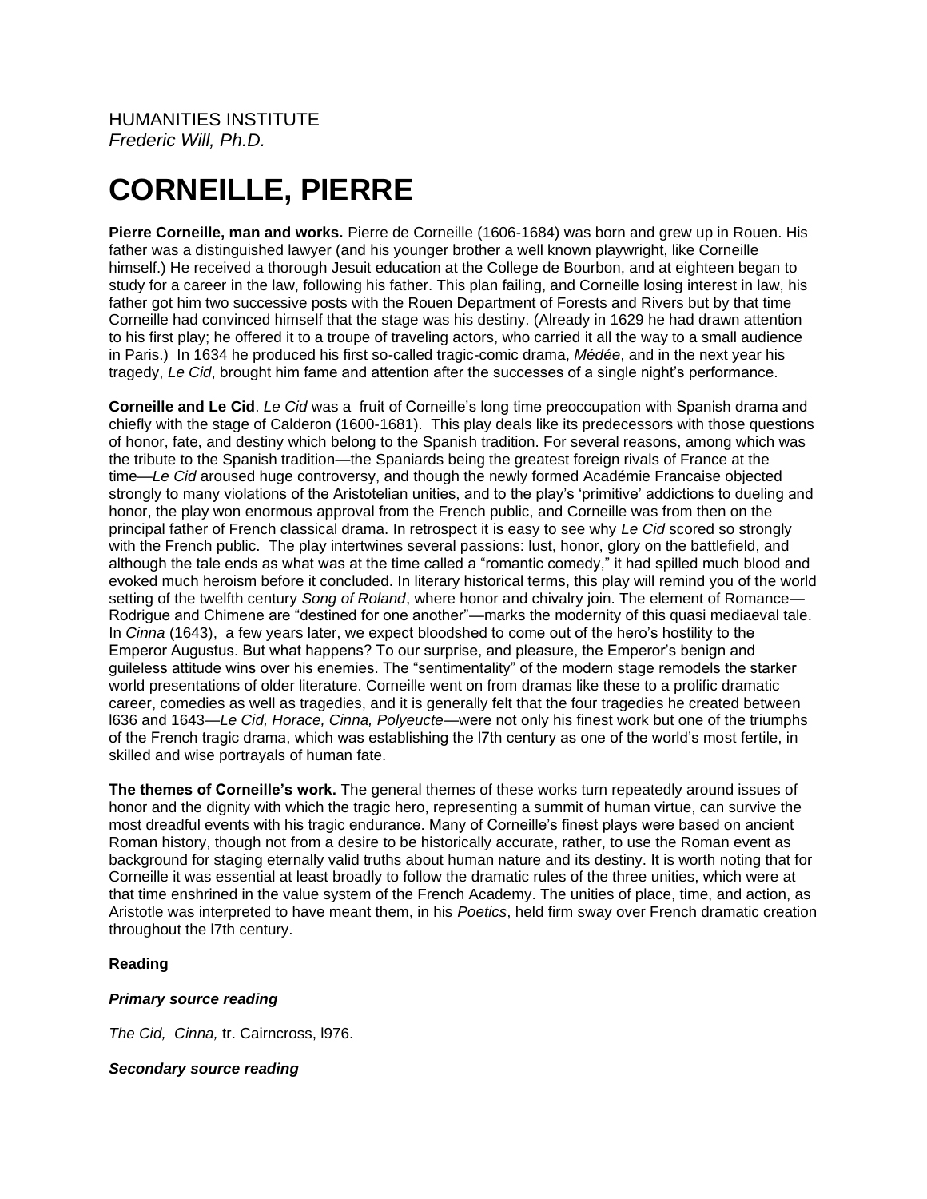HUMANITIES INSTITUTE
*Frederic Will, Ph.D.*

# CORNEILLE, PIERRE

**Pierre Corneille, man and works.** Pierre de Corneille (1606-1684) was born and grew up in Rouen. His father was a distinguished lawyer (and his younger brother a well known playwright, like Corneille himself.) He received a thorough Jesuit education at the College de Bourbon, and at eighteen began to study for a career in the law, following his father. This plan failing, and Corneille losing interest in law, his father got him two successive posts with the Rouen Department of Forests and Rivers but by that time Corneille had convinced himself that the stage was his destiny. (Already in 1629 he had drawn attention to his first play; he offered it to a troupe of traveling actors, who carried it all the way to a small audience in Paris.) In 1634 he produced his first so-called tragic-comic drama, *Médée*, and in the next year his tragedy, *Le Cid*, brought him fame and attention after the successes of a single night's performance.

**Corneille and Le Cid**. *Le Cid* was a fruit of Corneille's long time preoccupation with Spanish drama and chiefly with the stage of Calderon (1600-1681). This play deals like its predecessors with those questions of honor, fate, and destiny which belong to the Spanish tradition. For several reasons, among which was the tribute to the Spanish tradition—the Spaniards being the greatest foreign rivals of France at the time—*Le Cid* aroused huge controversy, and though the newly formed Académie Francaise objected strongly to many violations of the Aristotelian unities, and to the play's 'primitive' addictions to dueling and honor, the play won enormous approval from the French public, and Corneille was from then on the principal father of French classical drama. In retrospect it is easy to see why *Le Cid* scored so strongly with the French public. The play intertwines several passions: lust, honor, glory on the battlefield, and although the tale ends as what was at the time called a "romantic comedy," it had spilled much blood and evoked much heroism before it concluded. In literary historical terms, this play will remind you of the world setting of the twelfth century *Song of Roland*, where honor and chivalry join. The element of Romance—Rodrigue and Chimene are "destined for one another"—marks the modernity of this quasi mediaeval tale. In *Cinna* (1643), a few years later, we expect bloodshed to come out of the hero's hostility to the Emperor Augustus. But what happens? To our surprise, and pleasure, the Emperor's benign and guileless attitude wins over his enemies. The "sentimentality" of the modern stage remodels the starker world presentations of older literature. Corneille went on from dramas like these to a prolific dramatic career, comedies as well as tragedies, and it is generally felt that the four tragedies he created between l636 and 1643—*Le Cid, Horace, Cinna, Polyeucte*—were not only his finest work but one of the triumphs of the French tragic drama, which was establishing the l7th century as one of the world's most fertile, in skilled and wise portrayals of human fate.

**The themes of Corneille's work.** The general themes of these works turn repeatedly around issues of honor and the dignity with which the tragic hero, representing a summit of human virtue, can survive the most dreadful events with his tragic endurance. Many of Corneille's finest plays were based on ancient Roman history, though not from a desire to be historically accurate, rather, to use the Roman event as background for staging eternally valid truths about human nature and its destiny. It is worth noting that for Corneille it was essential at least broadly to follow the dramatic rules of the three unities, which were at that time enshrined in the value system of the French Academy. The unities of place, time, and action, as Aristotle was interpreted to have meant them, in his *Poetics*, held firm sway over French dramatic creation throughout the l7th century.

**Reading**

***Primary source reading***

*The Cid, Cinna,* tr. Cairncross, l976.

***Secondary source reading***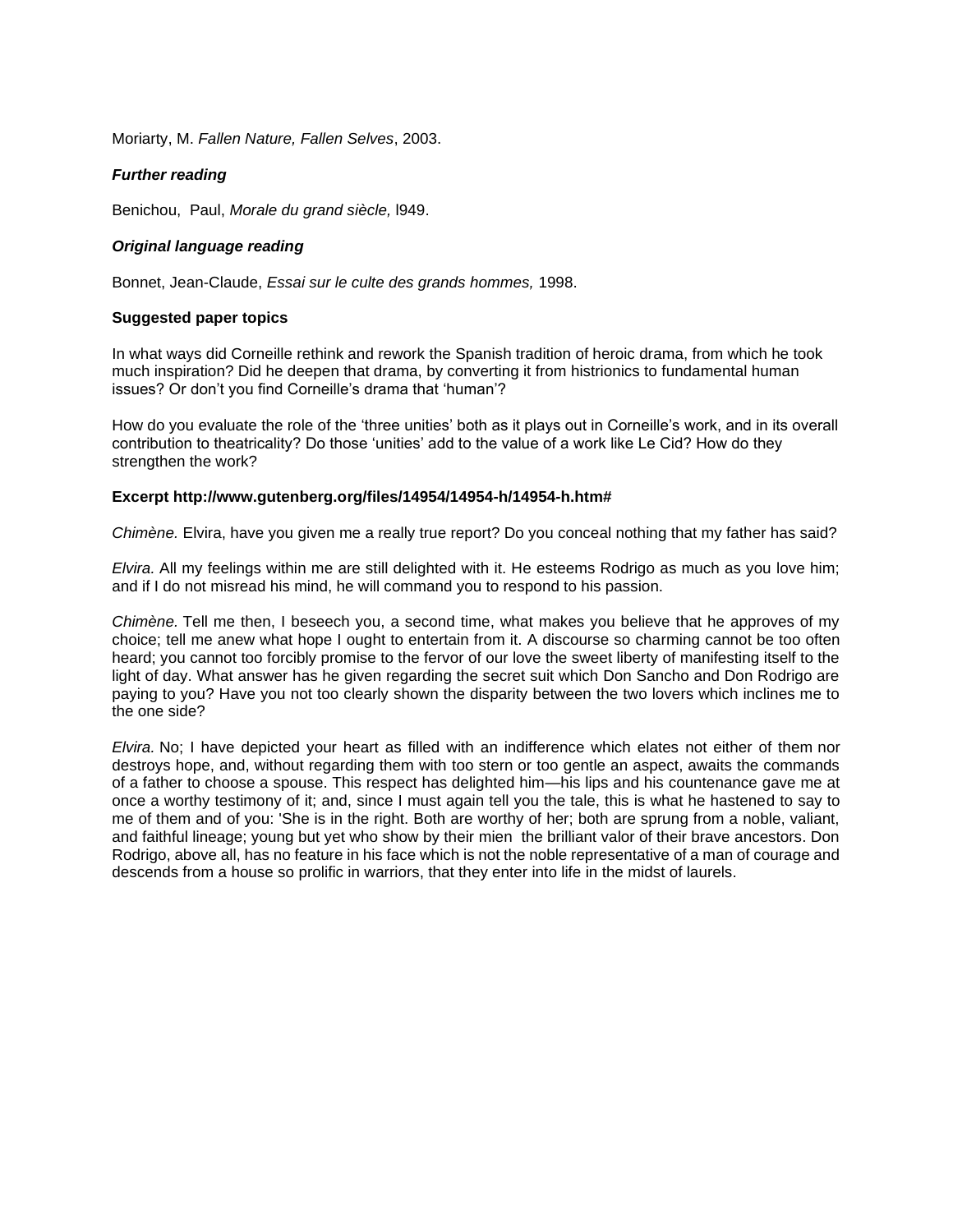Moriarty, M. *Fallen Nature, Fallen Selves*, 2003.

***Further reading***

Benichou, Paul, *Morale du grand siècle,* l949.

***Original language reading***

Bonnet, Jean-Claude, *Essai sur le culte des grands hommes,* 1998.

**Suggested paper topics**

In what ways did Corneille rethink and rework the Spanish tradition of heroic drama, from which he took much inspiration? Did he deepen that drama, by converting it from histrionics to fundamental human issues? Or don't you find Corneille's drama that 'human'?

How do you evaluate the role of the 'three unities' both as it plays out in Corneille's work, and in its overall contribution to theatricality? Do those 'unities' add to the value of a work like Le Cid? How do they strengthen the work?

**Excerpt http://www.gutenberg.org/files/14954/14954-h/14954-h.htm#**

*Chimène.* Elvira, have you given me a really true report? Do you conceal nothing that my father has said?

*Elvira.* All my feelings within me are still delighted with it. He esteems Rodrigo as much as you love him; and if I do not misread his mind, he will command you to respond to his passion.

*Chimène.* Tell me then, I beseech you, a second time, what makes you believe that he approves of my choice; tell me anew what hope I ought to entertain from it. A discourse so charming cannot be too often heard; you cannot too forcibly promise to the fervor of our love the sweet liberty of manifesting itself to the light of day. What answer has he given regarding the secret suit which Don Sancho and Don Rodrigo are paying to you? Have you not too clearly shown the disparity between the two lovers which inclines me to the one side?

*Elvira.* No; I have depicted your heart as filled with an indifference which elates not either of them nor destroys hope, and, without regarding them with too stern or too gentle an aspect, awaits the commands of a father to choose a spouse. This respect has delighted him—his lips and his countenance gave me at once a worthy testimony of it; and, since I must again tell you the tale, this is what he hastened to say to me of them and of you: 'She is in the right. Both are worthy of her; both are sprung from a noble, valiant, and faithful lineage; young but yet who show by their mien the brilliant valor of their brave ancestors. Don Rodrigo, above all, has no feature in his face which is not the noble representative of a man of courage and descends from a house so prolific in warriors, that they enter into life in the midst of laurels.